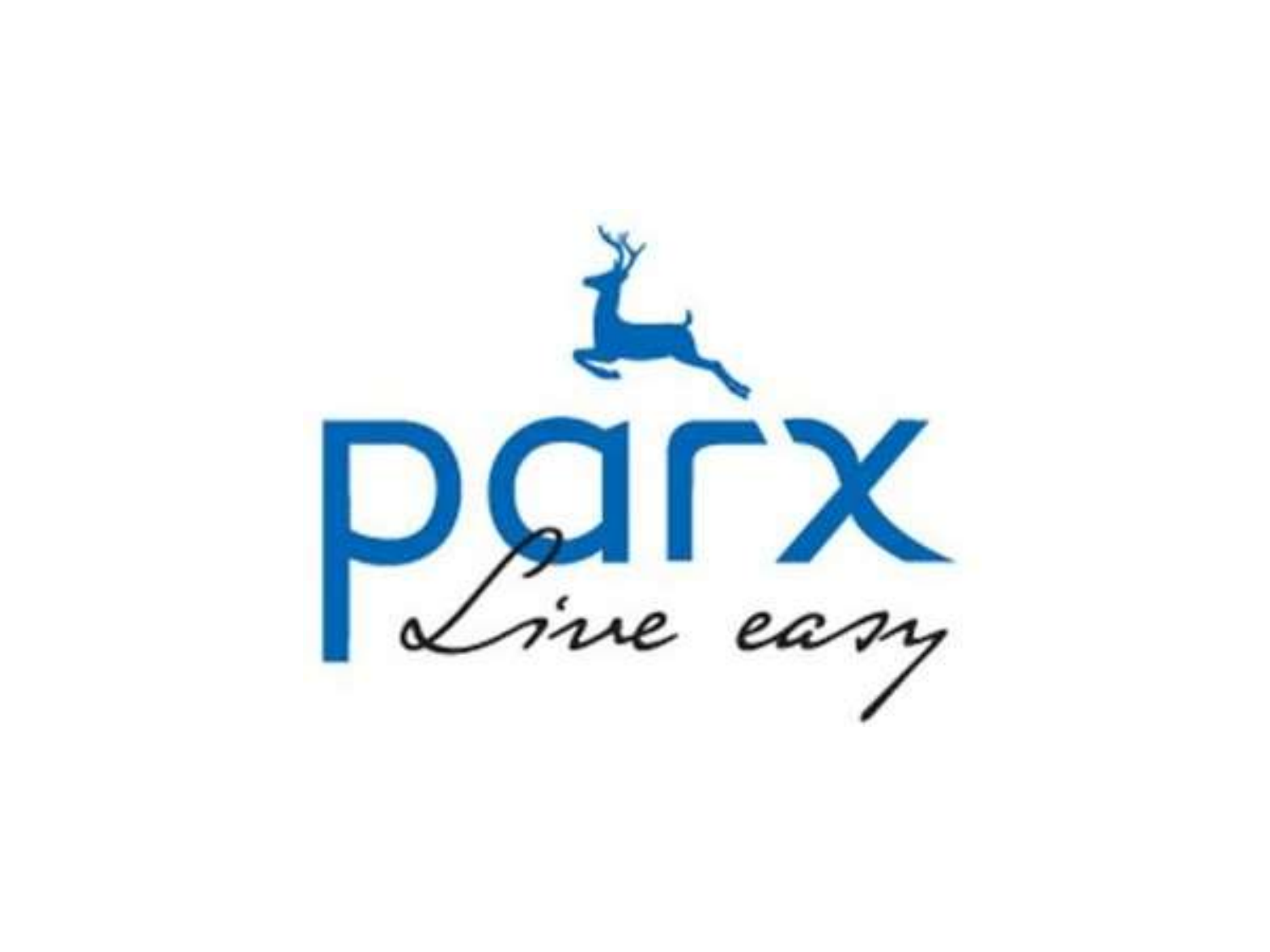# parx

*Live easy*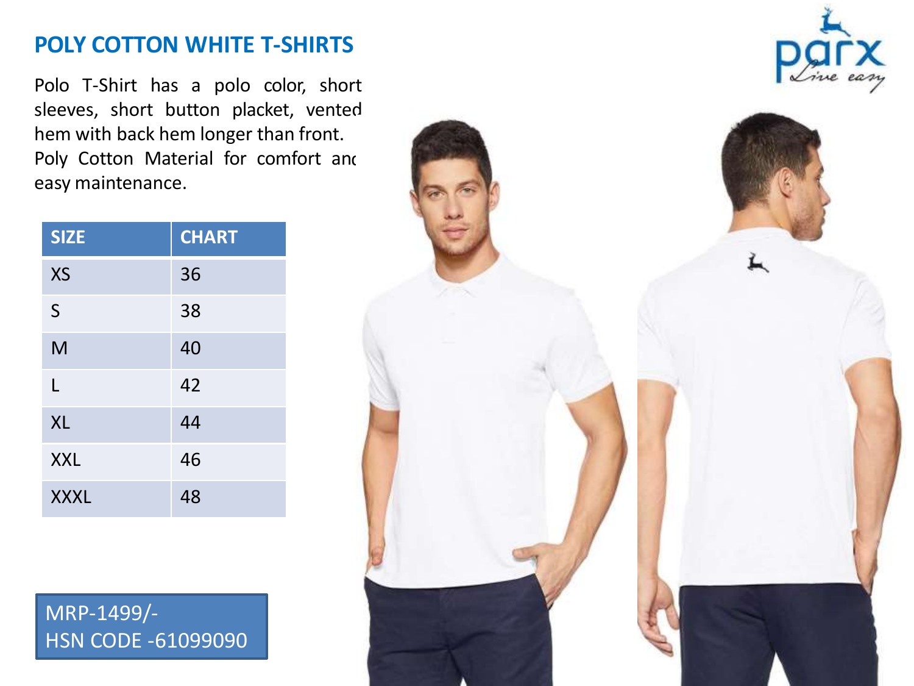# POLY COTTON WHITE T-SHIRTS

Polo T-Shirt has a polo color, short sleeves, short button placket, vented hem with back hem longer than front. Poly Cotton Material for comfort and easy maintenance.

| SIZE | CHART |
|---|---|
| XS | 36 |
| S | 38 |
| M | 40 |
| L | 42 |
| XL | 44 |
| XXL | 46 |
| XXXL | 48 |

MRP-1499/-
HSN CODE -61099090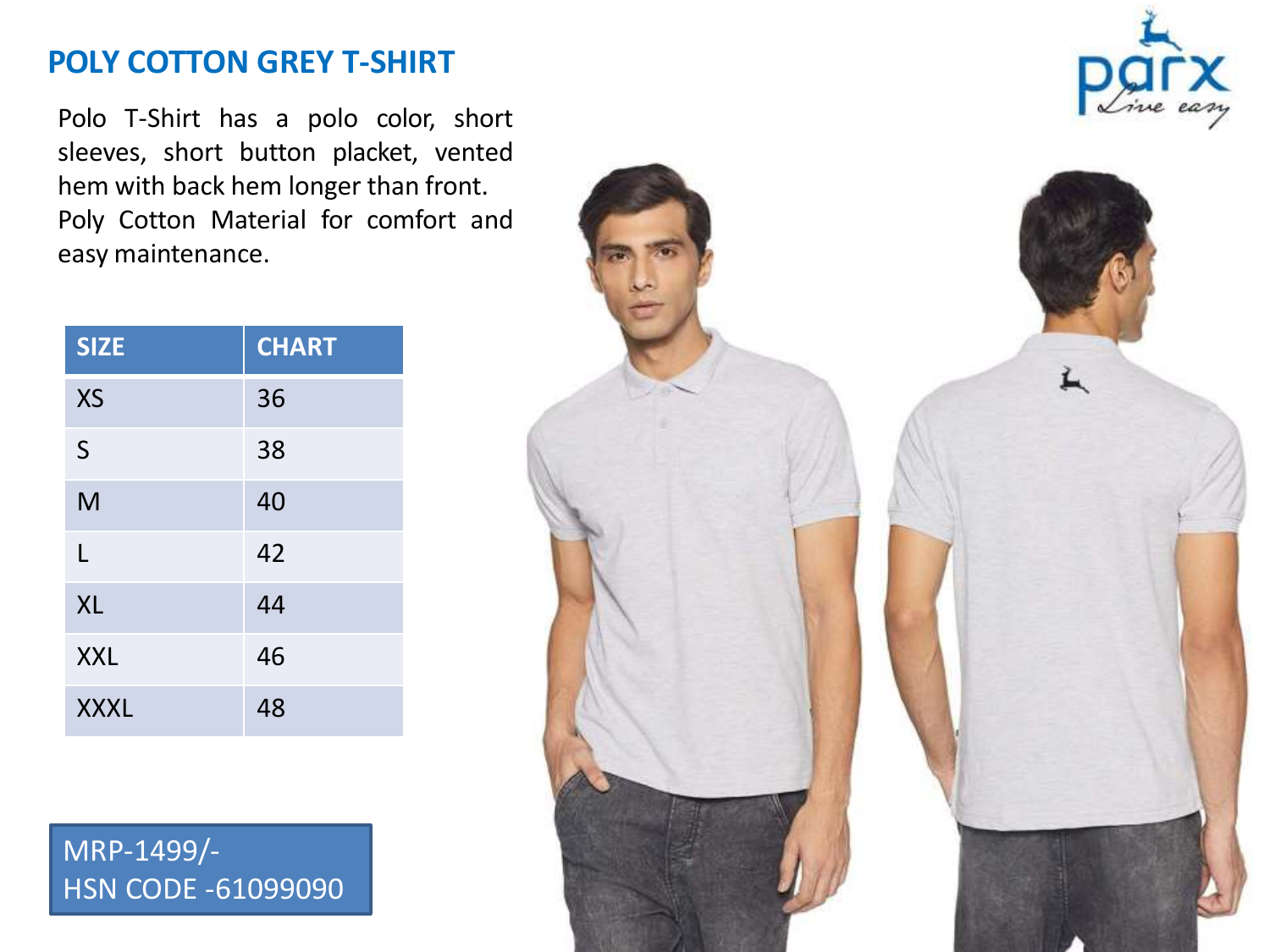## POLY COTTON GREY T-SHIRT

Polo T-Shirt has a polo color, short sleeves, short button placket, vented hem with back hem longer than front. Poly Cotton Material for comfort and easy maintenance.

| SIZE | CHART |
|---|---|
| XS | 36 |
| S | 38 |
| M | 40 |
| L | 42 |
| XL | 44 |
| XXL | 46 |
| XXXL | 48 |

MRP-1499/-
HSN CODE -61099090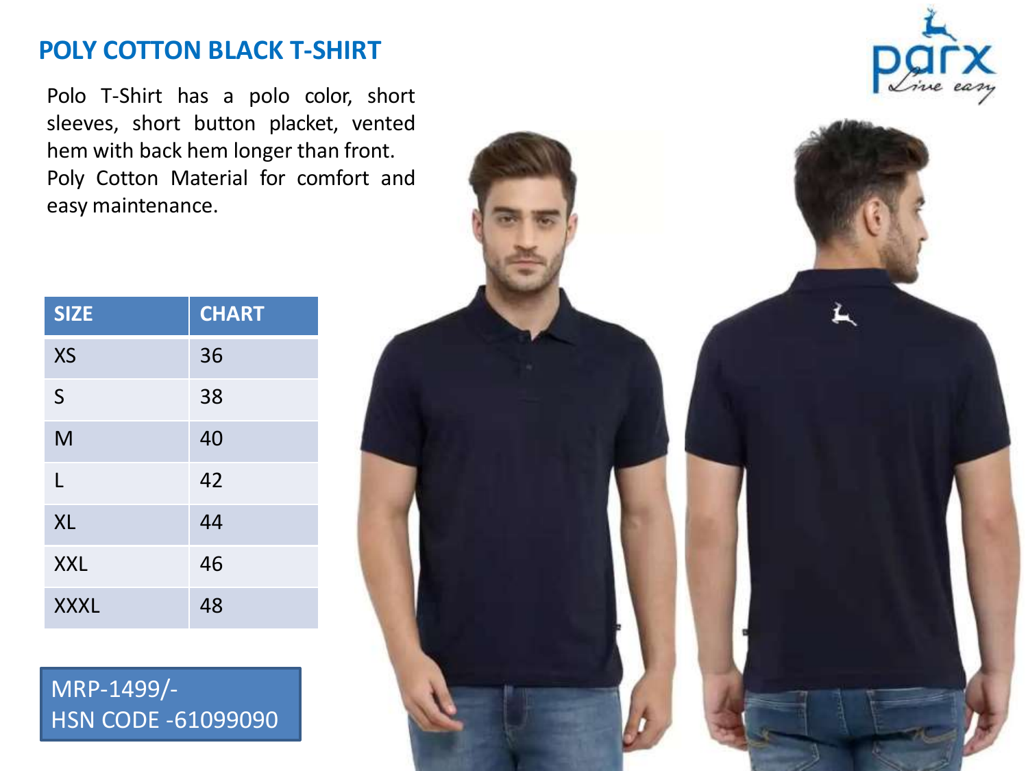## POLY COTTON BLACK T-SHIRT

Polo T-Shirt has a polo color, short sleeves, short button placket, vented hem with back hem longer than front. Poly Cotton Material for comfort and easy maintenance.

| SIZE | CHART |
|---|---|
| XS | 36 |
| S | 38 |
| M | 40 |
| L | 42 |
| XL | 44 |
| XXL | 46 |
| XXXL | 48 |

MRP-1499/-
HSN CODE -61099090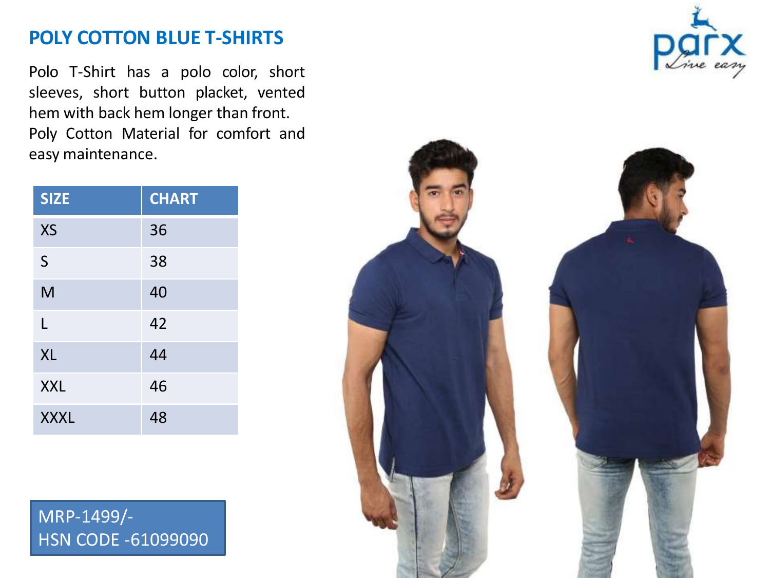# POLY COTTON BLUE T-SHIRTS

Polo T-Shirt has a polo color, short sleeves, short button placket, vented hem with back hem longer than front.
Poly Cotton Material for comfort and easy maintenance.

| SIZE | CHART |
|---|---|
| XS | 36 |
| S | 38 |
| M | 40 |
| L | 42 |
| XL | 44 |
| XXL | 46 |
| XXXL | 48 |

MRP-1499/-
HSN CODE -61099090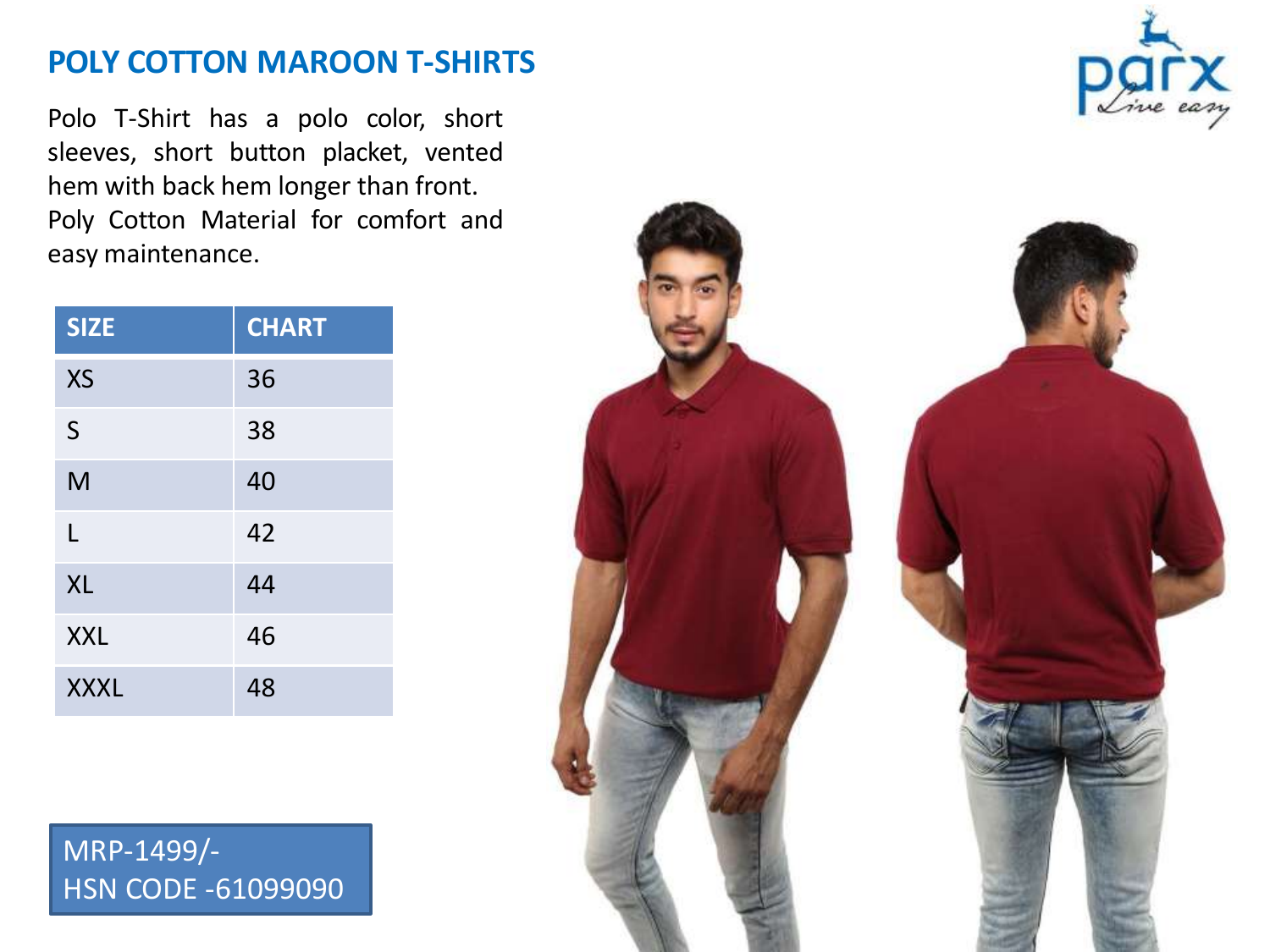# POLY COTTON MAROON T-SHIRTS

Polo T-Shirt has a polo color, short sleeves, short button placket, vented hem with back hem longer than front. Poly Cotton Material for comfort and easy maintenance.

| SIZE | CHART |
| --- | --- |
| XS | 36 |
| S | 38 |
| M | 40 |
| L | 42 |
| XL | 44 |
| XXL | 46 |
| XXXL | 48 |

MRP-1499/-
HSN CODE -61099090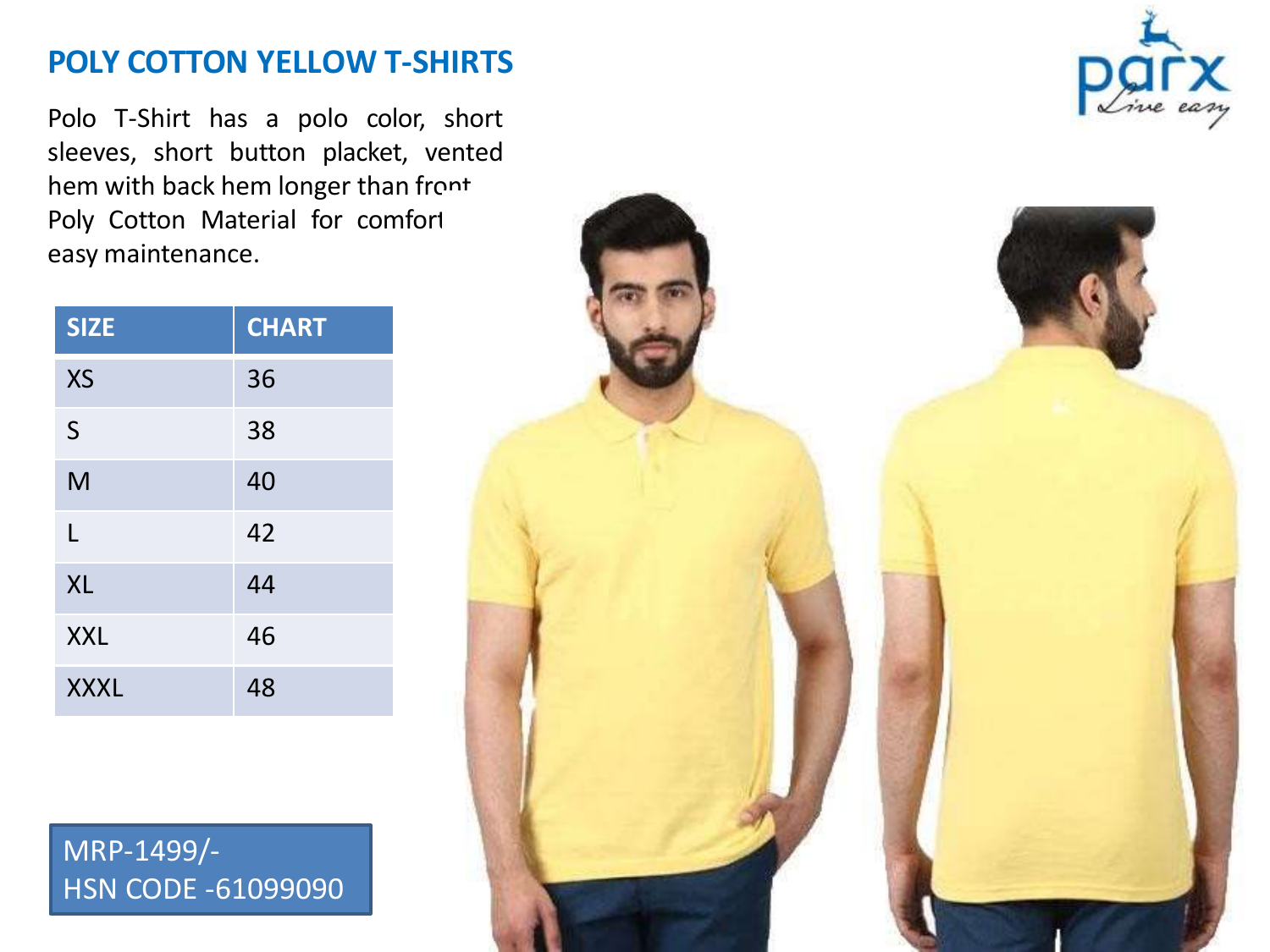## POLY COTTON YELLOW T-SHIRTS

Polo T-Shirt has a polo color, short sleeves, short button placket, vented hem with back hem longer than front Poly Cotton Material for comfort easy maintenance.

| SIZE | CHART |
|---|---|
| XS | 36 |
| S | 38 |
| M | 40 |
| L | 42 |
| XL | 44 |
| XXL | 46 |
| XXXL | 48 |

MRP-1499/-
HSN CODE -61099090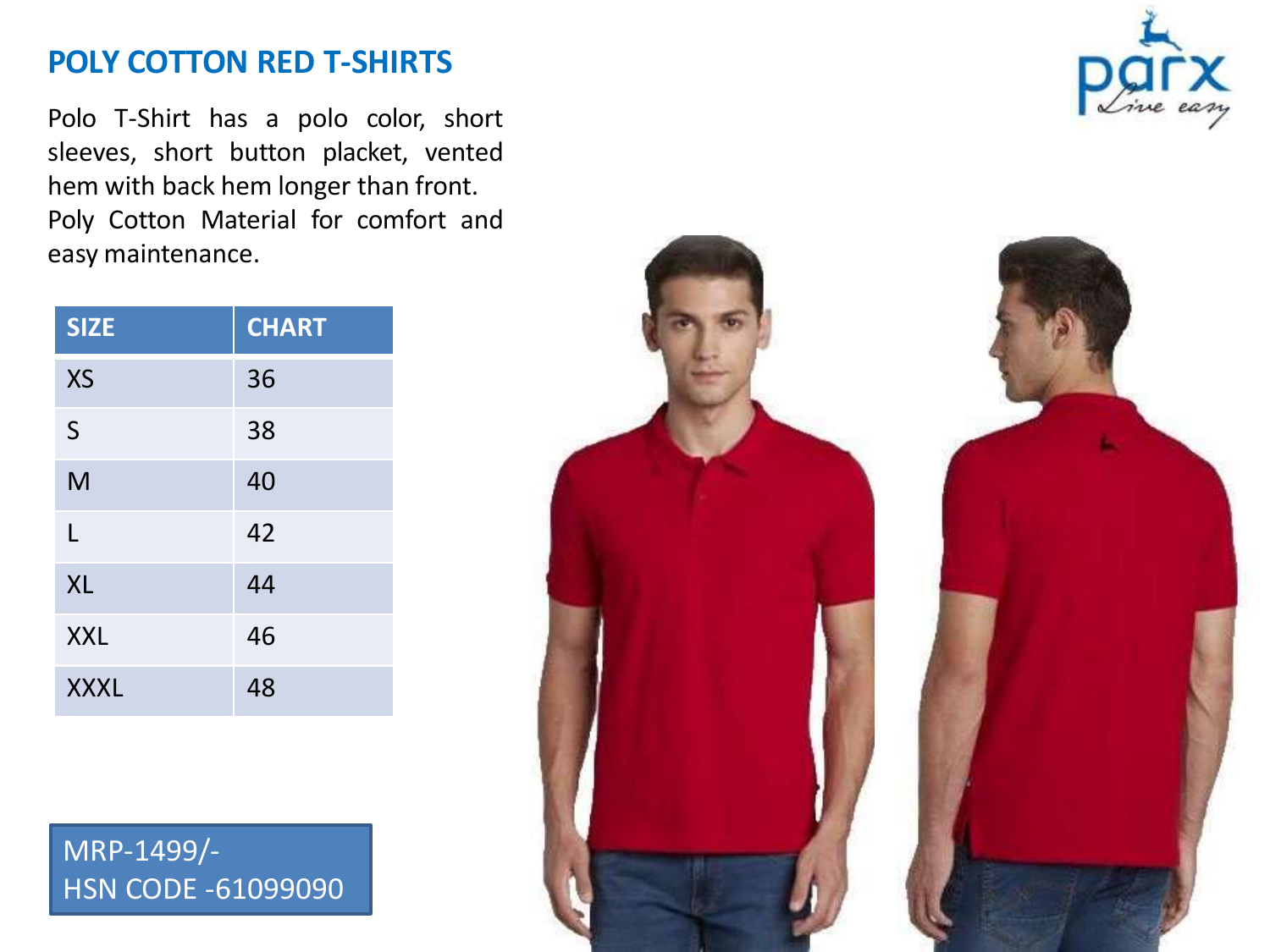# POLY COTTON RED T-SHIRTS

Polo T-Shirt has a polo color, short sleeves, short button placket, vented hem with back hem longer than front. Poly Cotton Material for comfort and easy maintenance.

| SIZE | CHART |
|---|---|
| XS | 36 |
| S | 38 |
| M | 40 |
| L | 42 |
| XL | 44 |
| XXL | 46 |
| XXXL | 48 |

MRP-1499/-
HSN CODE -61099090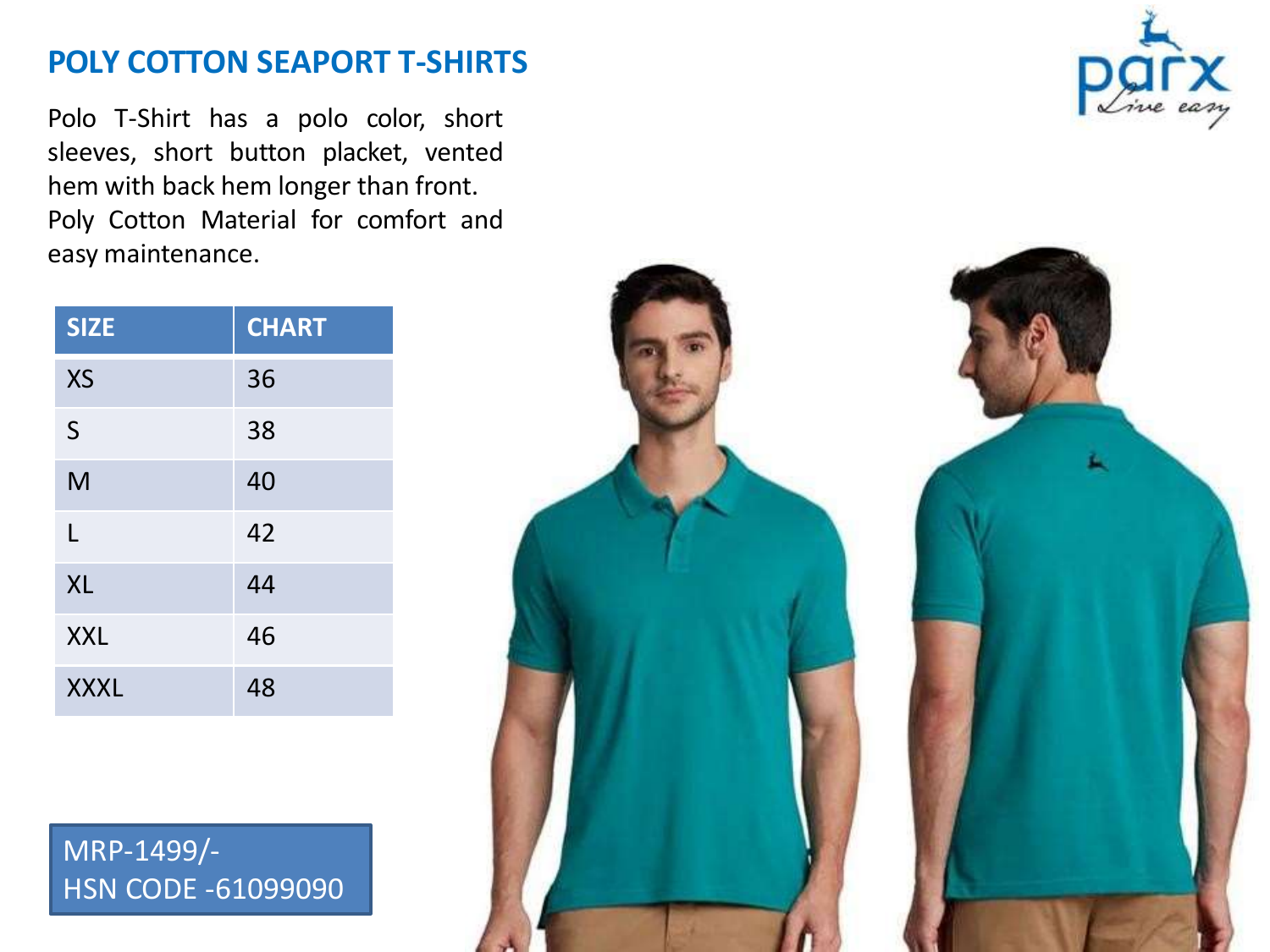# POLY COTTON SEAPORT T-SHIRTS

Polo T-Shirt has a polo color, short sleeves, short button placket, vented hem with back hem longer than front. Poly Cotton Material for comfort and easy maintenance.

| SIZE | CHART |
|---|---|
| XS | 36 |
| S | 38 |
| M | 40 |
| L | 42 |
| XL | 44 |
| XXL | 46 |
| XXXL | 48 |

MRP-1499/-
HSN CODE -61099090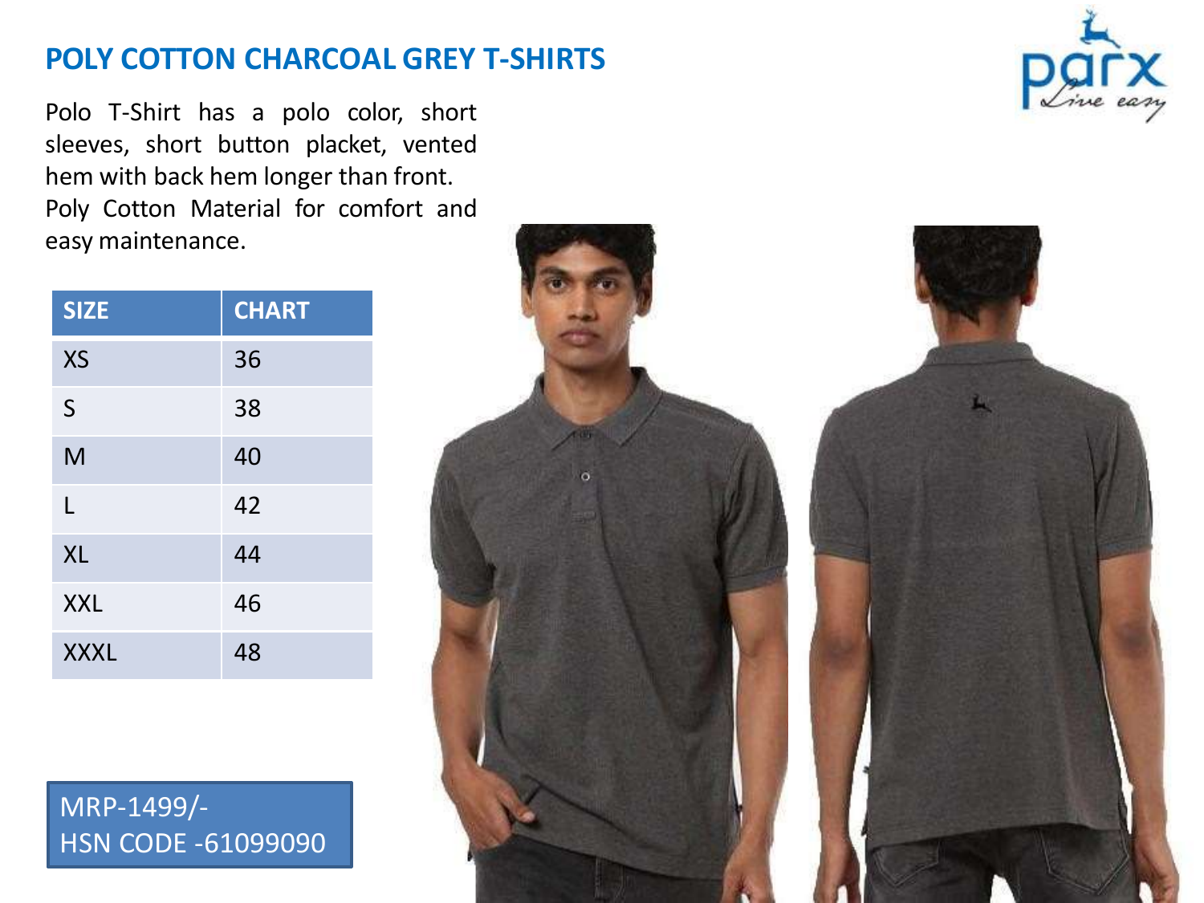# POLY COTTON CHARCOAL GREY T-SHIRTS

Polo T-Shirt has a polo color, short sleeves, short button placket, vented hem with back hem longer than front. Poly Cotton Material for comfort and easy maintenance.

| SIZE | CHART |
|---|---|
| XS | 36 |
| S | 38 |
| M | 40 |
| L | 42 |
| XL | 44 |
| XXL | 46 |
| XXXL | 48 |

MRP-1499/-
HSN CODE -61099090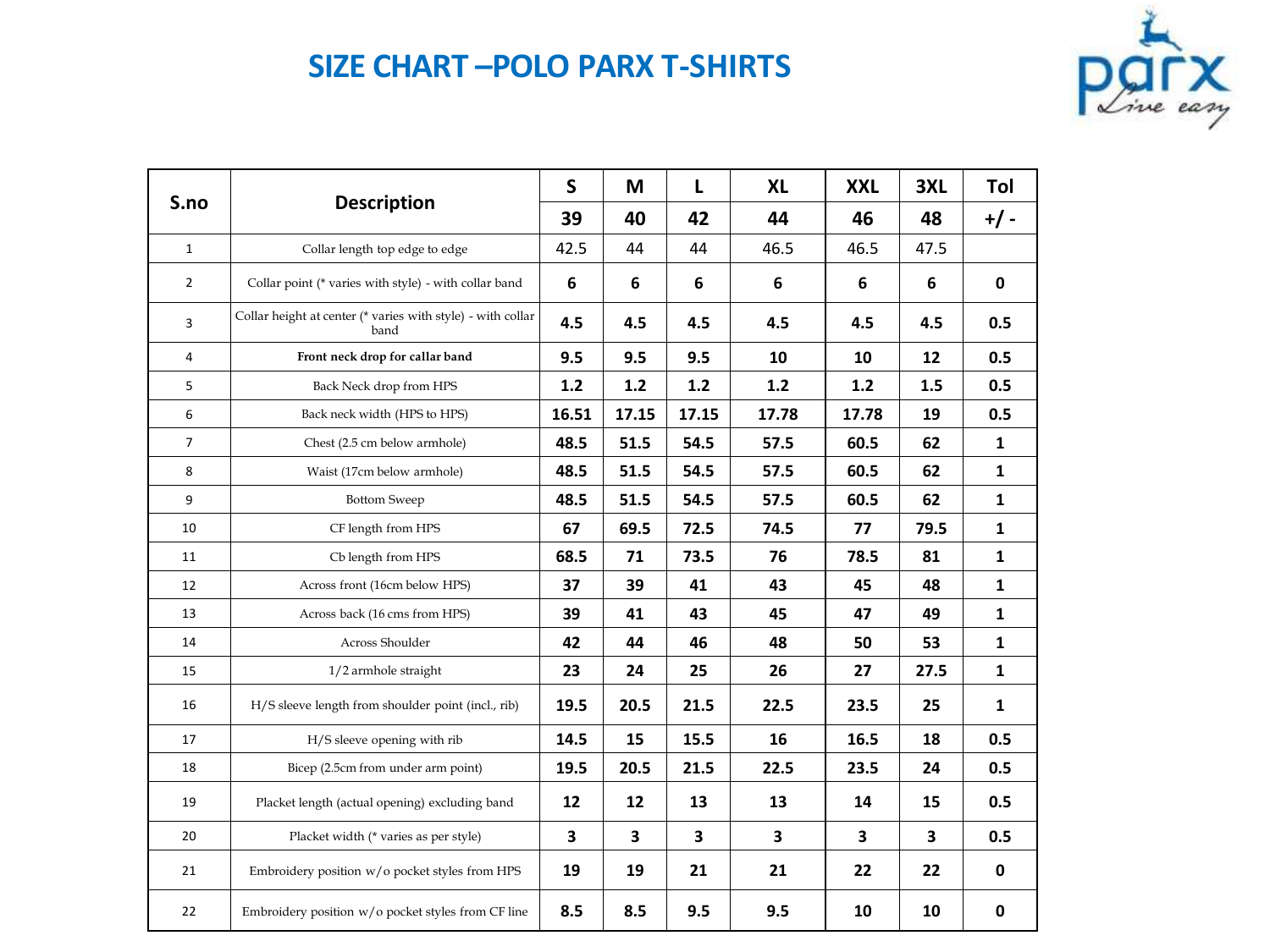# SIZE CHART –POLO PARX T-SHIRTS

parx Live easy

| S.no | Description | S | M | L | XL | XXL | 3XL | Tol |
|---|---|---|---|---|---|---|---|---|
| | | 39 | 40 | 42 | 44 | 46 | 48 | +/ - |
| 1 | Collar length top edge to edge | 42.5 | 44 | 44 | 46.5 | 46.5 | 47.5 | |
| 2 | Collar point (* varies with style) - with collar band | 6 | 6 | 6 | 6 | 6 | 6 | 0 |
| 3 | Collar height at center (* varies with style) - with collar band | 4.5 | 4.5 | 4.5 | 4.5 | 4.5 | 4.5 | 0.5 |
| 4 | **Front neck drop for callar band** | 9.5 | 9.5 | 9.5 | 10 | 10 | 12 | 0.5 |
| 5 | Back Neck drop from HPS | 1.2 | 1.2 | 1.2 | 1.2 | 1.2 | 1.5 | 0.5 |
| 6 | Back neck width (HPS to HPS) | 16.51 | 17.15 | 17.15 | 17.78 | 17.78 | 19 | 0.5 |
| 7 | Chest (2.5 cm below armhole) | 48.5 | 51.5 | 54.5 | 57.5 | 60.5 | 62 | 1 |
| 8 | Waist (17cm below armhole) | 48.5 | 51.5 | 54.5 | 57.5 | 60.5 | 62 | 1 |
| 9 | Bottom Sweep | 48.5 | 51.5 | 54.5 | 57.5 | 60.5 | 62 | 1 |
| 10 | CF length from HPS | 67 | 69.5 | 72.5 | 74.5 | 77 | 79.5 | 1 |
| 11 | Cb length from HPS | 68.5 | 71 | 73.5 | 76 | 78.5 | 81 | 1 |
| 12 | Across front (16cm below HPS) | 37 | 39 | 41 | 43 | 45 | 48 | 1 |
| 13 | Across back (16 cms from HPS) | 39 | 41 | 43 | 45 | 47 | 49 | 1 |
| 14 | Across Shoulder | 42 | 44 | 46 | 48 | 50 | 53 | 1 |
| 15 | 1/2 armhole straight | 23 | 24 | 25 | 26 | 27 | 27.5 | 1 |
| 16 | H/S sleeve length from shoulder point (incl., rib) | 19.5 | 20.5 | 21.5 | 22.5 | 23.5 | 25 | 1 |
| 17 | H/S sleeve opening with rib | 14.5 | 15 | 15.5 | 16 | 16.5 | 18 | 0.5 |
| 18 | Bicep (2.5cm from under arm point) | 19.5 | 20.5 | 21.5 | 22.5 | 23.5 | 24 | 0.5 |
| 19 | Placket length (actual opening) excluding band | 12 | 12 | 13 | 13 | 14 | 15 | 0.5 |
| 20 | Placket width (* varies as per style) | 3 | 3 | 3 | 3 | 3 | 3 | 0.5 |
| 21 | Embroidery position w/o pocket styles from HPS | 19 | 19 | 21 | 21 | 22 | 22 | 0 |
| 22 | Embroidery position w/o pocket styles from CF line | 8.5 | 8.5 | 9.5 | 9.5 | 10 | 10 | 0 |